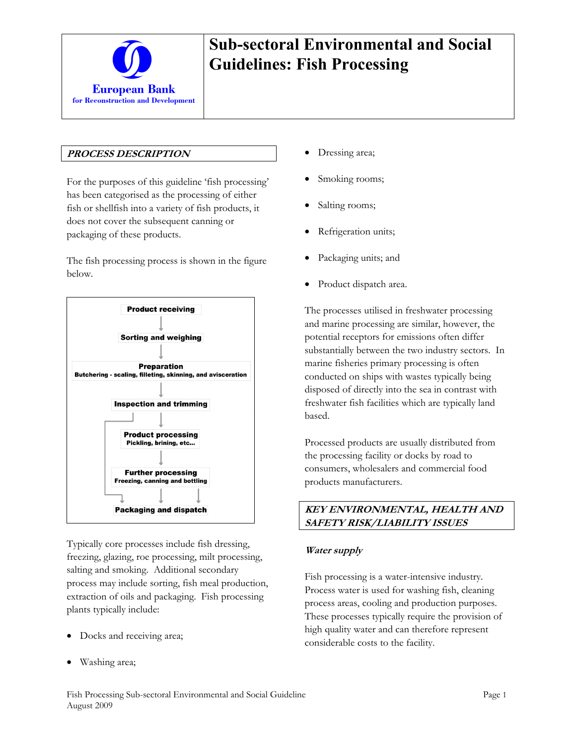# Sub-sectoral Environmental and Social Guidelines: Fish Processing

European Bank for Reconstruction and Development

## PROCESS DESCRIPTION

For the purposes of this guideline 'fish processing' has been categorised as the processing of either fish or shellfish into a variety of fish products, it does not cover the subsequent canning or packaging of these products.

The fish processing process is shown in the figure below.

**Product receiving**
↓
**Sorting and weighing**
↓
**Preparation**
Butchering - scaling, filleting, skinning, and avisceration
↓
**Inspection and trimming**
↓
**Product processing**
Pickling, brining, etc…
↓
**Further processing**
Freezing, canning and bottling
↓
**Packaging and dispatch**

Typically core processes include fish dressing, freezing, glazing, roe processing, milt processing, salting and smoking. Additional secondary process may include sorting, fish meal production, extraction of oils and packaging. Fish processing plants typically include:

- Docks and receiving area;
- Washing area;
- Dressing area;
- Smoking rooms;
- Salting rooms;
- Refrigeration units;
- Packaging units; and
- Product dispatch area.

The processes utilised in freshwater processing and marine processing are similar, however, the potential receptors for emissions often differ substantially between the two industry sectors. In marine fisheries primary processing is often conducted on ships with wastes typically being disposed of directly into the sea in contrast with freshwater fish facilities which are typically land based.

Processed products are usually distributed from the processing facility or docks by road to consumers, wholesalers and commercial food products manufacturers.

## KEY ENVIRONMENTAL, HEALTH AND SAFETY RISK/LIABILITY ISSUES

### Water supply

Fish processing is a water-intensive industry. Process water is used for washing fish, cleaning process areas, cooling and production purposes. These processes typically require the provision of high quality water and can therefore represent considerable costs to the facility.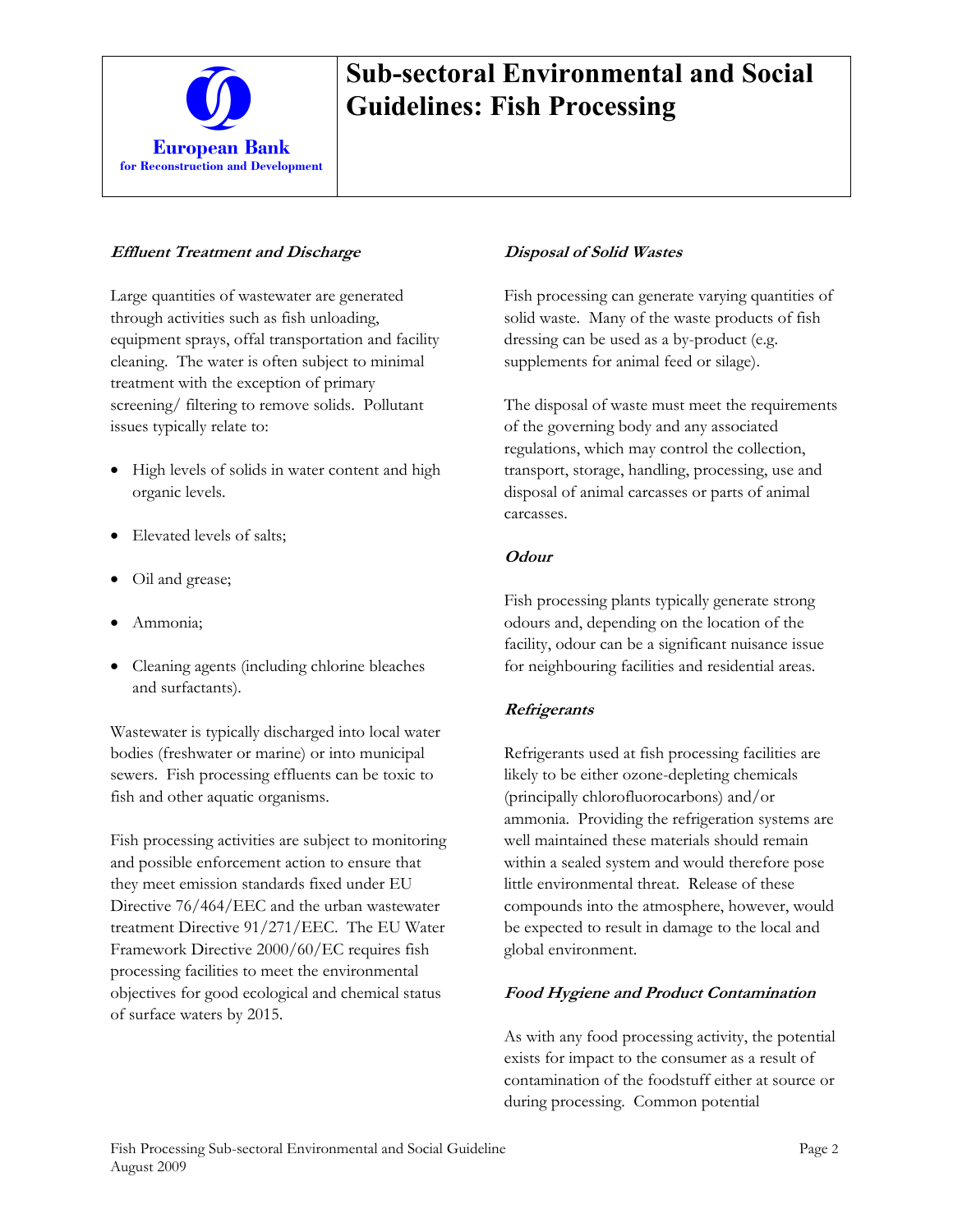#### *Effluent Treatment and Discharge*

Large quantities of wastewater are generated through activities such as fish unloading, equipment sprays, offal transportation and facility cleaning. The water is often subject to minimal treatment with the exception of primary screening/ filtering to remove solids. Pollutant issues typically relate to:

- High levels of solids in water content and high organic levels.
- Elevated levels of salts;
- Oil and grease;
- Ammonia;
- Cleaning agents (including chlorine bleaches and surfactants).

Wastewater is typically discharged into local water bodies (freshwater or marine) or into municipal sewers. Fish processing effluents can be toxic to fish and other aquatic organisms.

Fish processing activities are subject to monitoring and possible enforcement action to ensure that they meet emission standards fixed under EU Directive 76/464/EEC and the urban wastewater treatment Directive 91/271/EEC. The EU Water Framework Directive 2000/60/EC requires fish processing facilities to meet the environmental objectives for good ecological and chemical status of surface waters by 2015.

#### *Disposal of Solid Wastes*

Fish processing can generate varying quantities of solid waste. Many of the waste products of fish dressing can be used as a by-product (e.g. supplements for animal feed or silage).

The disposal of waste must meet the requirements of the governing body and any associated regulations, which may control the collection, transport, storage, handling, processing, use and disposal of animal carcasses or parts of animal carcasses.

#### *Odour*

Fish processing plants typically generate strong odours and, depending on the location of the facility, odour can be a significant nuisance issue for neighbouring facilities and residential areas.

#### *Refrigerants*

Refrigerants used at fish processing facilities are likely to be either ozone-depleting chemicals (principally chlorofluorocarbons) and/or ammonia. Providing the refrigeration systems are well maintained these materials should remain within a sealed system and would therefore pose little environmental threat. Release of these compounds into the atmosphere, however, would be expected to result in damage to the local and global environment.

#### *Food Hygiene and Product Contamination*

As with any food processing activity, the potential exists for impact to the consumer as a result of contamination of the foodstuff either at source or during processing. Common potential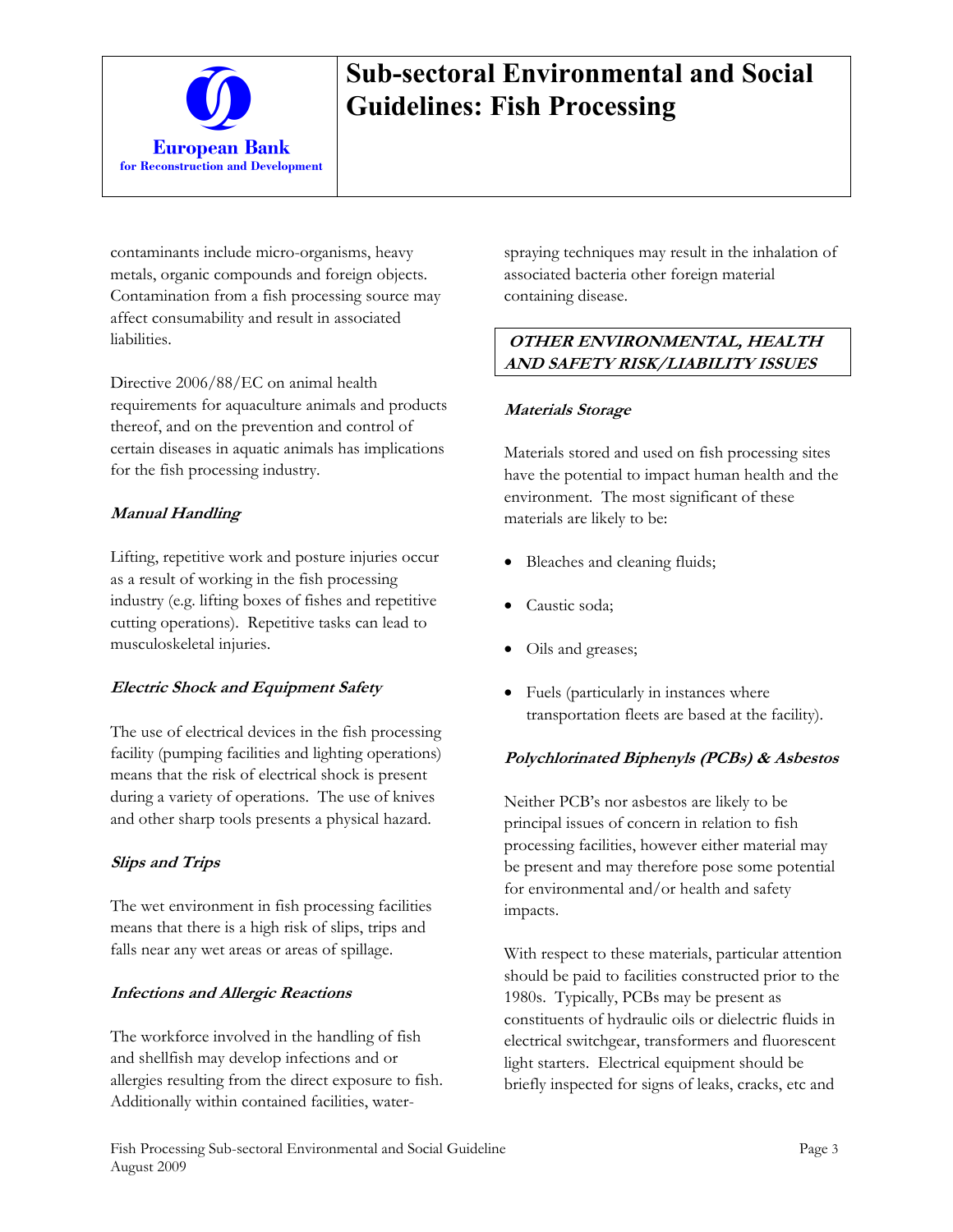contaminants include micro-organisms, heavy metals, organic compounds and foreign objects. Contamination from a fish processing source may affect consumability and result in associated liabilities.

Directive 2006/88/EC on animal health requirements for aquaculture animals and products thereof, and on the prevention and control of certain diseases in aquatic animals has implications for the fish processing industry.

***Manual Handling***

Lifting, repetitive work and posture injuries occur as a result of working in the fish processing industry (e.g. lifting boxes of fishes and repetitive cutting operations). Repetitive tasks can lead to musculoskeletal injuries.

***Electric Shock and Equipment Safety***

The use of electrical devices in the fish processing facility (pumping facilities and lighting operations) means that the risk of electrical shock is present during a variety of operations. The use of knives and other sharp tools presents a physical hazard.

***Slips and Trips***

The wet environment in fish processing facilities means that there is a high risk of slips, trips and falls near any wet areas or areas of spillage.

***Infections and Allergic Reactions***

The workforce involved in the handling of fish and shellfish may develop infections and or allergies resulting from the direct exposure to fish. Additionally within contained facilities, water-spraying techniques may result in the inhalation of associated bacteria other foreign material containing disease.

## *OTHER ENVIRONMENTAL, HEALTH AND SAFETY RISK/LIABILITY ISSUES*

***Materials Storage***

Materials stored and used on fish processing sites have the potential to impact human health and the environment. The most significant of these materials are likely to be:

- Bleaches and cleaning fluids;
- Caustic soda;
- Oils and greases;
- Fuels (particularly in instances where transportation fleets are based at the facility).

***Polychlorinated Biphenyls (PCBs) & Asbestos***

Neither PCB's nor asbestos are likely to be principal issues of concern in relation to fish processing facilities, however either material may be present and may therefore pose some potential for environmental and/or health and safety impacts.

With respect to these materials, particular attention should be paid to facilities constructed prior to the 1980s. Typically, PCBs may be present as constituents of hydraulic oils or dielectric fluids in electrical switchgear, transformers and fluorescent light starters. Electrical equipment should be briefly inspected for signs of leaks, cracks, etc and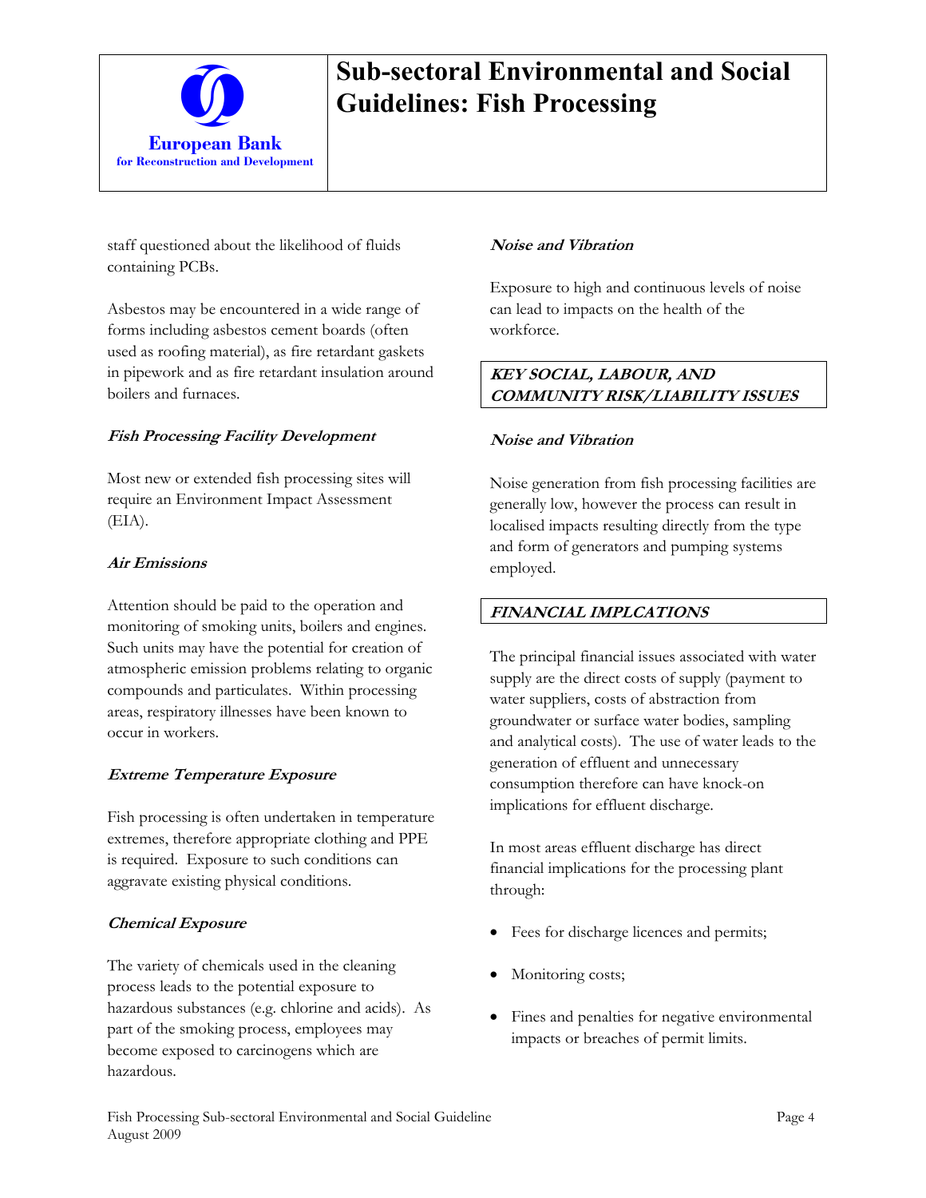staff questioned about the likelihood of fluids containing PCBs.

Asbestos may be encountered in a wide range of forms including asbestos cement boards (often used as roofing material), as fire retardant gaskets in pipework and as fire retardant insulation around boilers and furnaces.

### *Fish Processing Facility Development*

Most new or extended fish processing sites will require an Environment Impact Assessment (EIA).

### *Air Emissions*

Attention should be paid to the operation and monitoring of smoking units, boilers and engines. Such units may have the potential for creation of atmospheric emission problems relating to organic compounds and particulates. Within processing areas, respiratory illnesses have been known to occur in workers.

### *Extreme Temperature Exposure*

Fish processing is often undertaken in temperature extremes, therefore appropriate clothing and PPE is required. Exposure to such conditions can aggravate existing physical conditions.

### *Chemical Exposure*

The variety of chemicals used in the cleaning process leads to the potential exposure to hazardous substances (e.g. chlorine and acids). As part of the smoking process, employees may become exposed to carcinogens which are hazardous.

### *Noise and Vibration*

Exposure to high and continuous levels of noise can lead to impacts on the health of the workforce.

## *KEY SOCIAL, LABOUR, AND COMMUNITY RISK/LIABILITY ISSUES*

### *Noise and Vibration*

Noise generation from fish processing facilities are generally low, however the process can result in localised impacts resulting directly from the type and form of generators and pumping systems employed.

## *FINANCIAL IMPLCATIONS*

The principal financial issues associated with water supply are the direct costs of supply (payment to water suppliers, costs of abstraction from groundwater or surface water bodies, sampling and analytical costs). The use of water leads to the generation of effluent and unnecessary consumption therefore can have knock-on implications for effluent discharge.

In most areas effluent discharge has direct financial implications for the processing plant through:

- Fees for discharge licences and permits;
- Monitoring costs;
- Fines and penalties for negative environmental impacts or breaches of permit limits.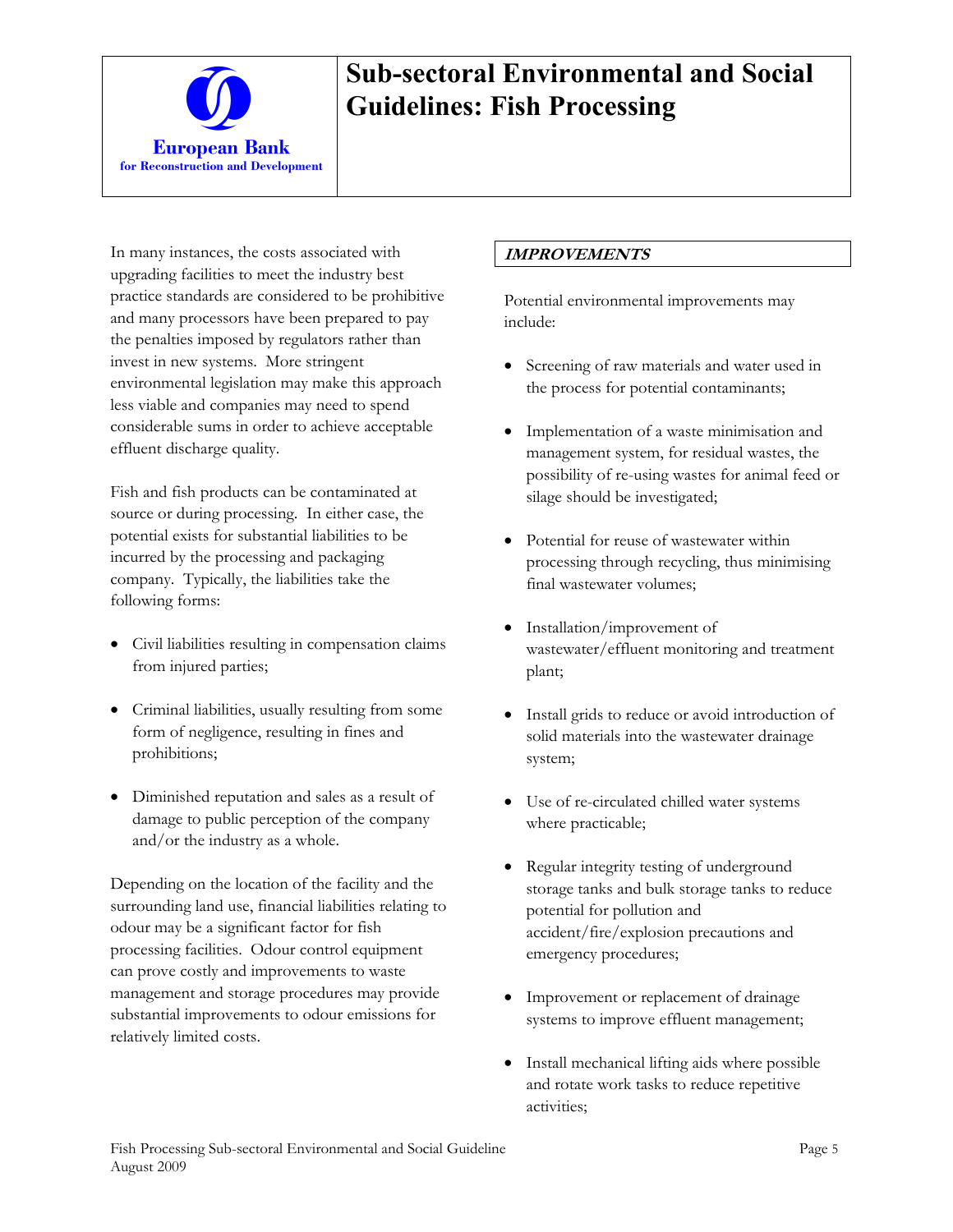In many instances, the costs associated with upgrading facilities to meet the industry best practice standards are considered to be prohibitive and many processors have been prepared to pay the penalties imposed by regulators rather than invest in new systems. More stringent environmental legislation may make this approach less viable and companies may need to spend considerable sums in order to achieve acceptable effluent discharge quality.

Fish and fish products can be contaminated at source or during processing. In either case, the potential exists for substantial liabilities to be incurred by the processing and packaging company. Typically, the liabilities take the following forms:

- Civil liabilities resulting in compensation claims from injured parties;
- Criminal liabilities, usually resulting from some form of negligence, resulting in fines and prohibitions;
- Diminished reputation and sales as a result of damage to public perception of the company and/or the industry as a whole.

Depending on the location of the facility and the surrounding land use, financial liabilities relating to odour may be a significant factor for fish processing facilities. Odour control equipment can prove costly and improvements to waste management and storage procedures may provide substantial improvements to odour emissions for relatively limited costs.

## *IMPROVEMENTS*

Potential environmental improvements may include:

- Screening of raw materials and water used in the process for potential contaminants;
- Implementation of a waste minimisation and management system, for residual wastes, the possibility of re-using wastes for animal feed or silage should be investigated;
- Potential for reuse of wastewater within processing through recycling, thus minimising final wastewater volumes;
- Installation/improvement of wastewater/effluent monitoring and treatment plant;
- Install grids to reduce or avoid introduction of solid materials into the wastewater drainage system;
- Use of re-circulated chilled water systems where practicable;
- Regular integrity testing of underground storage tanks and bulk storage tanks to reduce potential for pollution and accident/fire/explosion precautions and emergency procedures;
- Improvement or replacement of drainage systems to improve effluent management;
- Install mechanical lifting aids where possible and rotate work tasks to reduce repetitive activities;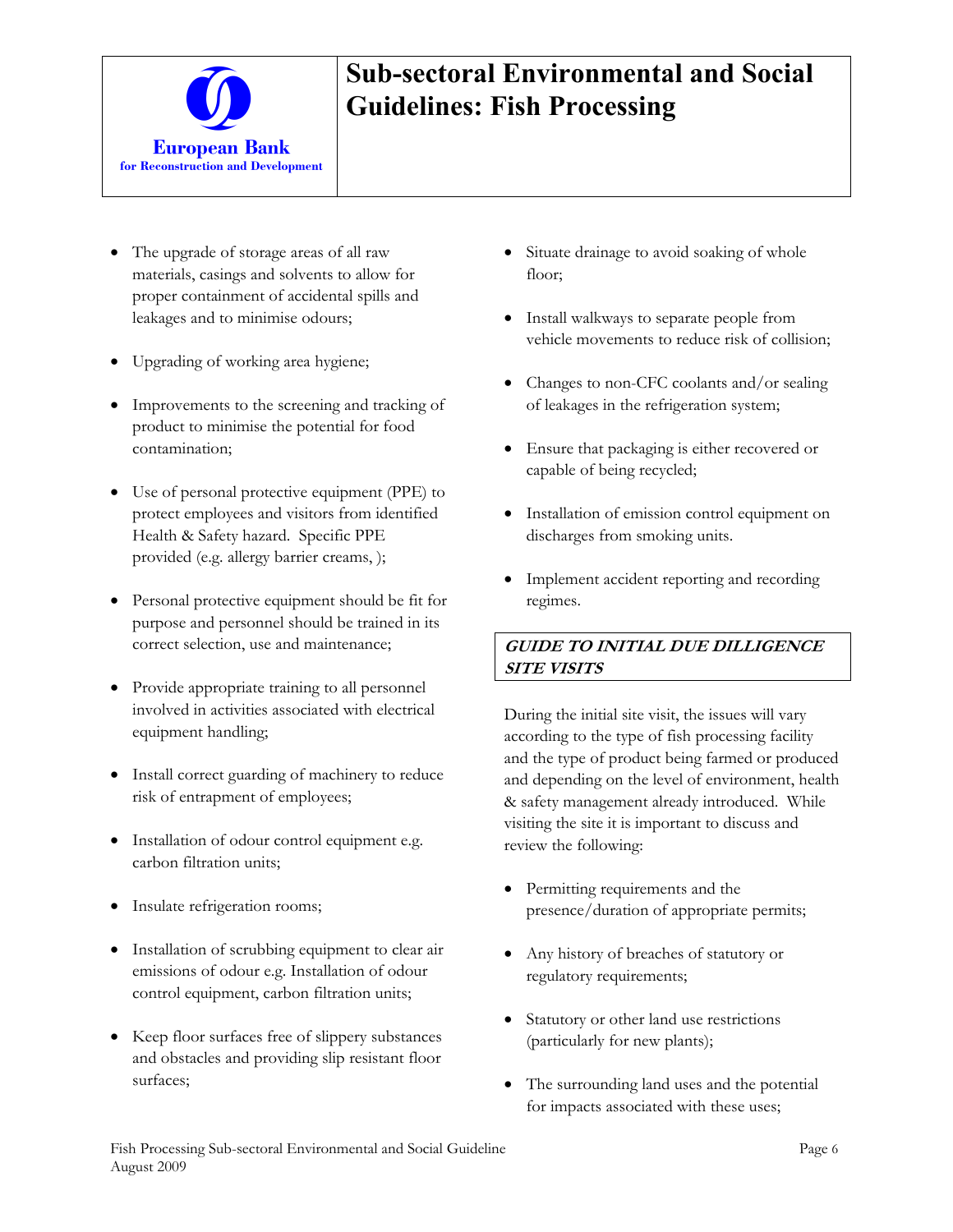- The upgrade of storage areas of all raw materials, casings and solvents to allow for proper containment of accidental spills and leakages and to minimise odours;
- Upgrading of working area hygiene;
- Improvements to the screening and tracking of product to minimise the potential for food contamination;
- Use of personal protective equipment (PPE) to protect employees and visitors from identified Health & Safety hazard. Specific PPE provided (e.g. allergy barrier creams, );
- Personal protective equipment should be fit for purpose and personnel should be trained in its correct selection, use and maintenance;
- Provide appropriate training to all personnel involved in activities associated with electrical equipment handling;
- Install correct guarding of machinery to reduce risk of entrapment of employees;
- Installation of odour control equipment e.g. carbon filtration units;
- Insulate refrigeration rooms;
- Installation of scrubbing equipment to clear air emissions of odour e.g. Installation of odour control equipment, carbon filtration units;
- Keep floor surfaces free of slippery substances and obstacles and providing slip resistant floor surfaces;
- Situate drainage to avoid soaking of whole floor;
- Install walkways to separate people from vehicle movements to reduce risk of collision;
- Changes to non-CFC coolants and/or sealing of leakages in the refrigeration system;
- Ensure that packaging is either recovered or capable of being recycled;
- Installation of emission control equipment on discharges from smoking units.
- Implement accident reporting and recording regimes.

## *GUIDE TO INITIAL DUE DILLIGENCE SITE VISITS*

During the initial site visit, the issues will vary according to the type of fish processing facility and the type of product being farmed or produced and depending on the level of environment, health & safety management already introduced. While visiting the site it is important to discuss and review the following:

- Permitting requirements and the presence/duration of appropriate permits;
- Any history of breaches of statutory or regulatory requirements;
- Statutory or other land use restrictions (particularly for new plants);
- The surrounding land uses and the potential for impacts associated with these uses;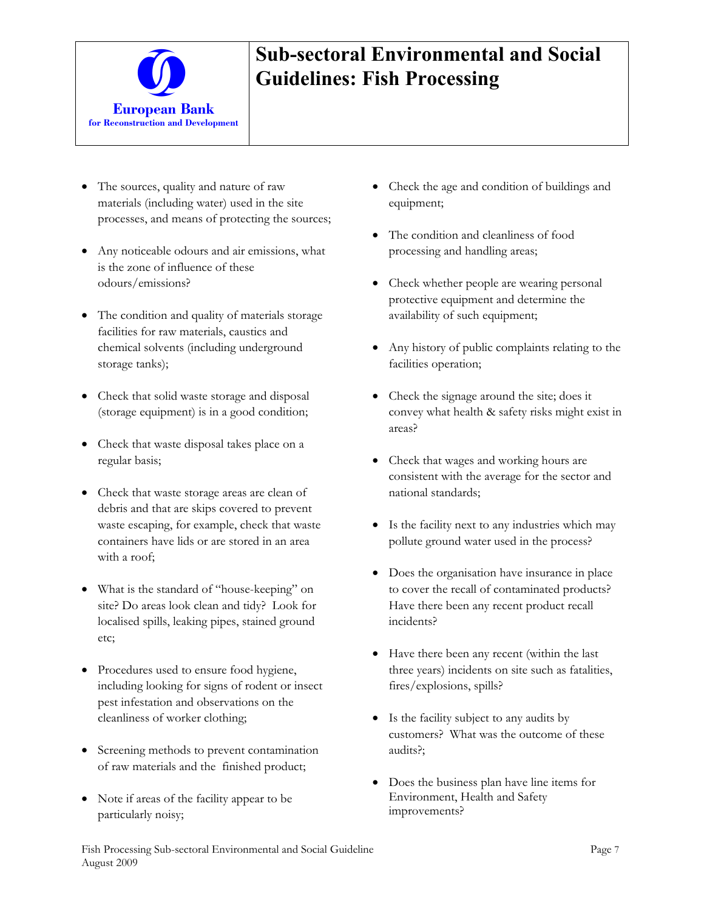- The sources, quality and nature of raw materials (including water) used in the site processes, and means of protecting the sources;
- Any noticeable odours and air emissions, what is the zone of influence of these odours/emissions?
- The condition and quality of materials storage facilities for raw materials, caustics and chemical solvents (including underground storage tanks);
- Check that solid waste storage and disposal (storage equipment) is in a good condition;
- Check that waste disposal takes place on a regular basis;
- Check that waste storage areas are clean of debris and that are skips covered to prevent waste escaping, for example, check that waste containers have lids or are stored in an area with a roof;
- What is the standard of "house-keeping" on site? Do areas look clean and tidy? Look for localised spills, leaking pipes, stained ground etc;
- Procedures used to ensure food hygiene, including looking for signs of rodent or insect pest infestation and observations on the cleanliness of worker clothing;
- Screening methods to prevent contamination of raw materials and the finished product;
- Note if areas of the facility appear to be particularly noisy;
- Check the age and condition of buildings and equipment;
- The condition and cleanliness of food processing and handling areas;
- Check whether people are wearing personal protective equipment and determine the availability of such equipment;
- Any history of public complaints relating to the facilities operation;
- Check the signage around the site; does it convey what health & safety risks might exist in areas?
- Check that wages and working hours are consistent with the average for the sector and national standards;
- Is the facility next to any industries which may pollute ground water used in the process?
- Does the organisation have insurance in place to cover the recall of contaminated products? Have there been any recent product recall incidents?
- Have there been any recent (within the last three years) incidents on site such as fatalities, fires/explosions, spills?
- Is the facility subject to any audits by customers? What was the outcome of these audits?;
- Does the business plan have line items for Environment, Health and Safety improvements?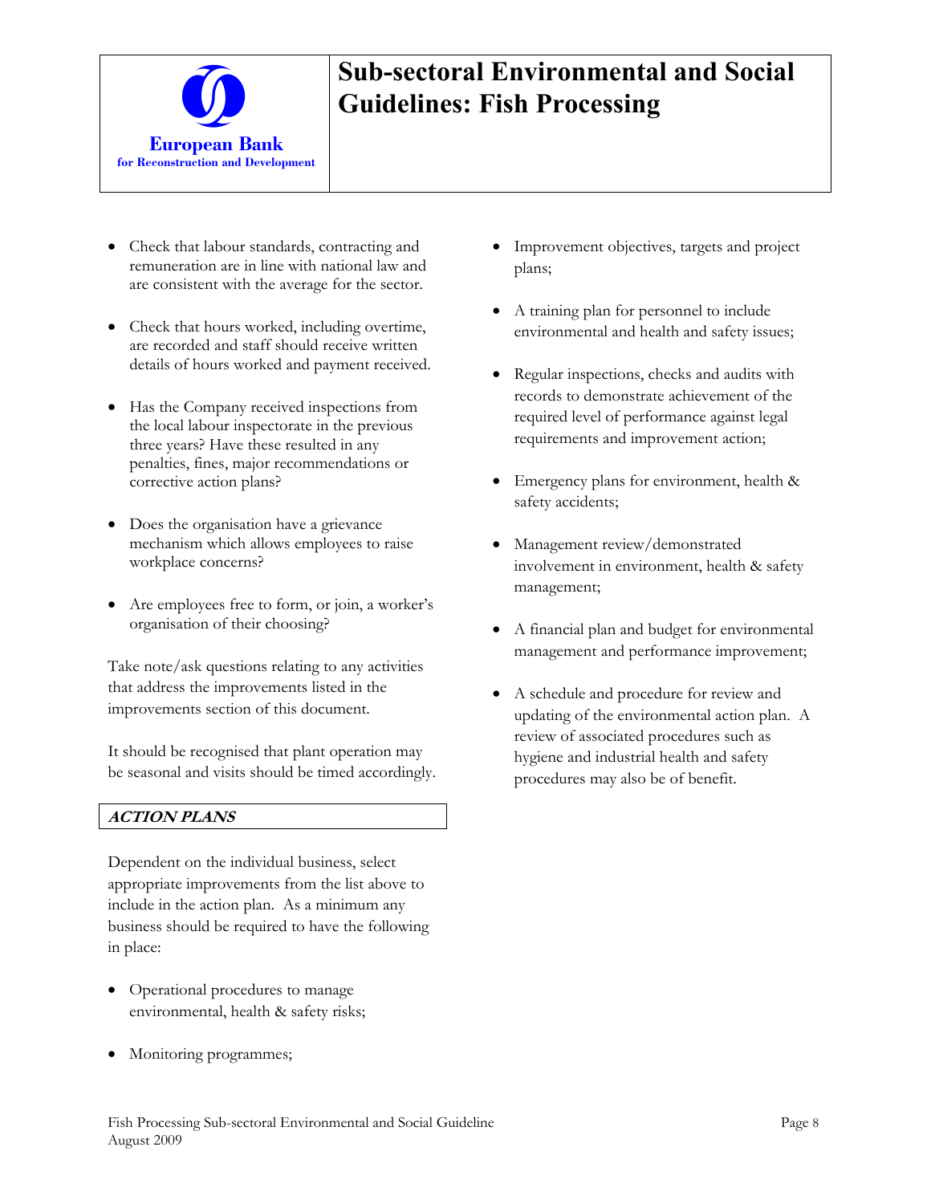- Check that labour standards, contracting and remuneration are in line with national law and are consistent with the average for the sector.
- Check that hours worked, including overtime, are recorded and staff should receive written details of hours worked and payment received.
- Has the Company received inspections from the local labour inspectorate in the previous three years? Have these resulted in any penalties, fines, major recommendations or corrective action plans?
- Does the organisation have a grievance mechanism which allows employees to raise workplace concerns?
- Are employees free to form, or join, a worker's organisation of their choosing?

Take note/ask questions relating to any activities that address the improvements listed in the improvements section of this document.

It should be recognised that plant operation may be seasonal and visits should be timed accordingly.

## *ACTION PLANS*

Dependent on the individual business, select appropriate improvements from the list above to include in the action plan. As a minimum any business should be required to have the following in place:

- Operational procedures to manage environmental, health & safety risks;
- Monitoring programmes;
- Improvement objectives, targets and project plans;
- A training plan for personnel to include environmental and health and safety issues;
- Regular inspections, checks and audits with records to demonstrate achievement of the required level of performance against legal requirements and improvement action;
- Emergency plans for environment, health & safety accidents;
- Management review/demonstrated involvement in environment, health & safety management;
- A financial plan and budget for environmental management and performance improvement;
- A schedule and procedure for review and updating of the environmental action plan. A review of associated procedures such as hygiene and industrial health and safety procedures may also be of benefit.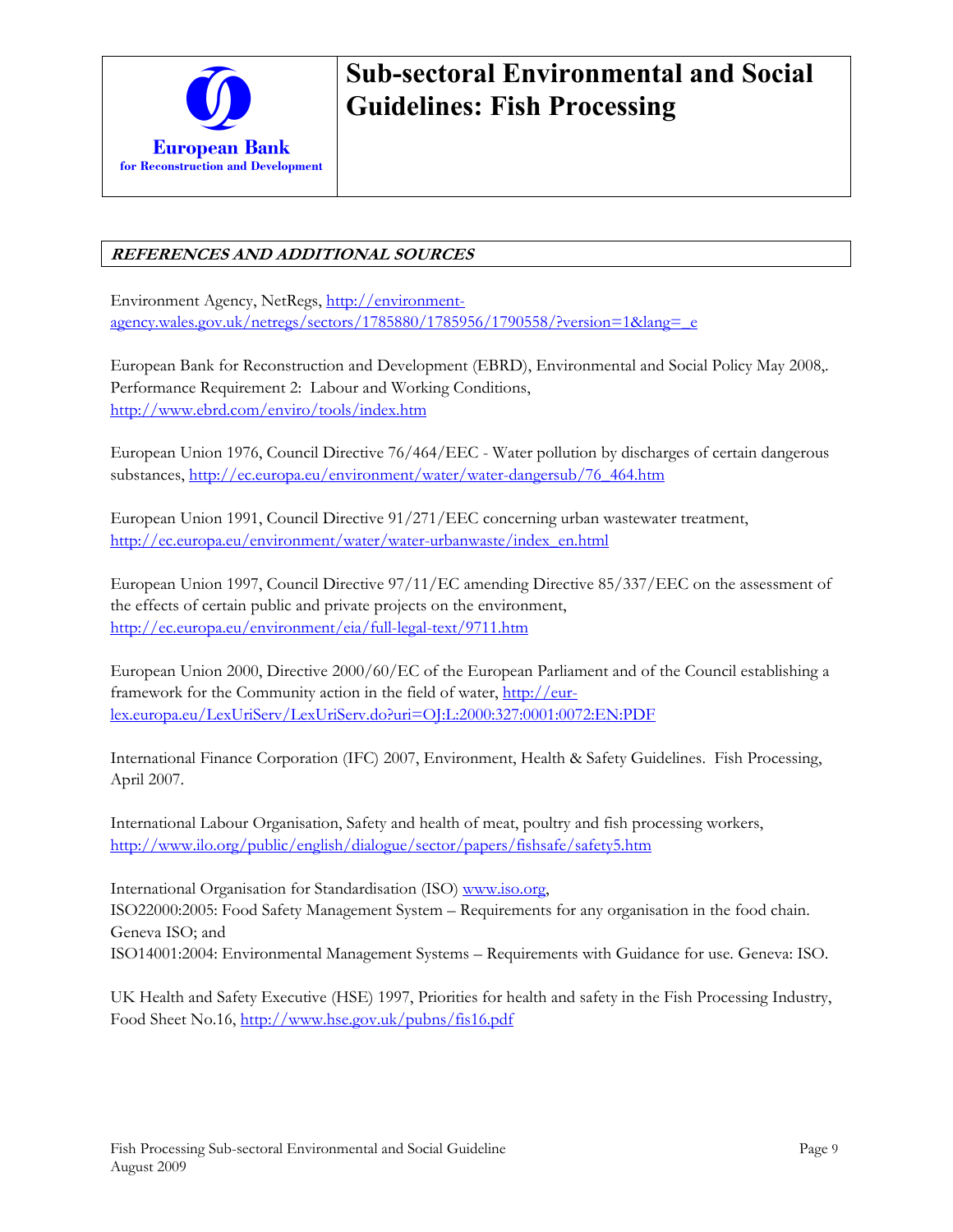## *REFERENCES AND ADDITIONAL SOURCES*

Environment Agency, NetRegs, http://environment-agency.wales.gov.uk/netregs/sectors/1785880/1785956/1790558/?version=1&lang=_e

European Bank for Reconstruction and Development (EBRD), Environmental and Social Policy May 2008,. Performance Requirement 2: Labour and Working Conditions, http://www.ebrd.com/enviro/tools/index.htm

European Union 1976, Council Directive 76/464/EEC - Water pollution by discharges of certain dangerous substances, http://ec.europa.eu/environment/water/water-dangersub/76_464.htm

European Union 1991, Council Directive 91/271/EEC concerning urban wastewater treatment, http://ec.europa.eu/environment/water/water-urbanwaste/index_en.html

European Union 1997, Council Directive 97/11/EC amending Directive 85/337/EEC on the assessment of the effects of certain public and private projects on the environment, http://ec.europa.eu/environment/eia/full-legal-text/9711.htm

European Union 2000, Directive 2000/60/EC of the European Parliament and of the Council establishing a framework for the Community action in the field of water, http://eur-lex.europa.eu/LexUriServ/LexUriServ.do?uri=OJ:L:2000:327:0001:0072:EN:PDF

International Finance Corporation (IFC) 2007, Environment, Health & Safety Guidelines. Fish Processing, April 2007.

International Labour Organisation, Safety and health of meat, poultry and fish processing workers, http://www.ilo.org/public/english/dialogue/sector/papers/fishsafe/safety5.htm

International Organisation for Standardisation (ISO) www.iso.org,
ISO22000:2005: Food Safety Management System – Requirements for any organisation in the food chain. Geneva ISO; and
ISO14001:2004: Environmental Management Systems – Requirements with Guidance for use. Geneva: ISO.

UK Health and Safety Executive (HSE) 1997, Priorities for health and safety in the Fish Processing Industry, Food Sheet No.16, http://www.hse.gov.uk/pubns/fis16.pdf